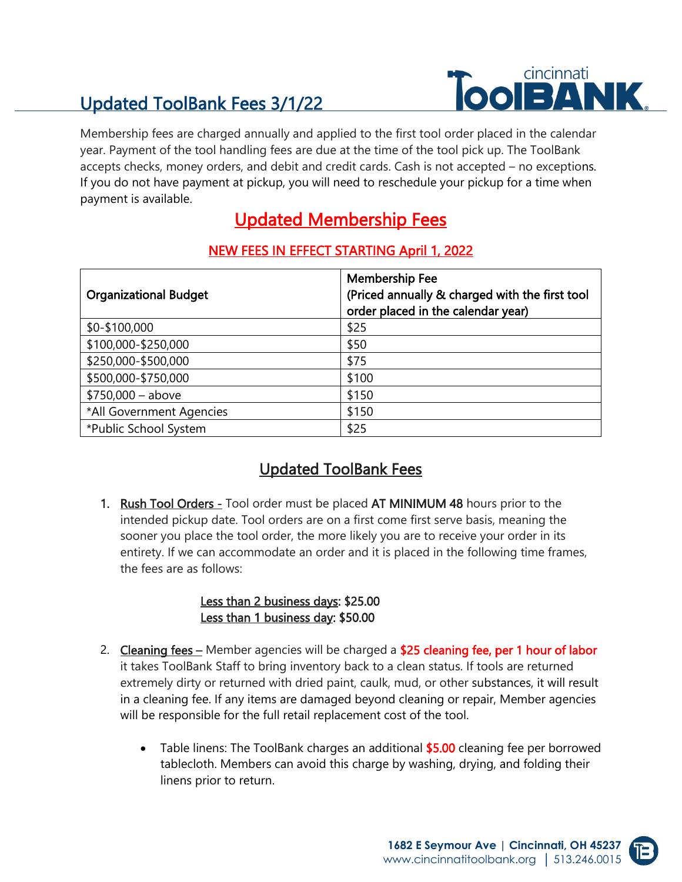# Updated ToolBank Fees 3/1/22

Membership fees are charged annually and applied to the first tool order placed in the calendar year. Payment of the tool handling fees are due at the time of the tool pick up. The ToolBank accepts checks, money orders, and debit and credit cards. Cash is not accepted – no exceptions. If you do not have payment at pickup, you will need to reschedule your pickup for a time when payment is available.

## Updated Membership Fees

### NEW FEES IN EFFECT STARTING April 1, 2022

| Organizational Budget | Membership Fee (Priced annually & charged with the first tool order placed in the calendar year) |
|---|---|
| $0-$100,000 | $25 |
| $100,000-$250,000 | $50 |
| $250,000-$500,000 | $75 |
| $500,000-$750,000 | $100 |
| $750,000 – above | $150 |
| *All Government Agencies | $150 |
| *Public School System | $25 |

## Updated ToolBank Fees

1. **Rush Tool Orders -** Tool order must be placed **AT MINIMUM 48** hours prior to the intended pickup date. Tool orders are on a first come first serve basis, meaning the sooner you place the tool order, the more likely you are to receive your order in its entirety. If we can accommodate an order and it is placed in the following time frames, the fees are as follows:

   Less than 2 business days: **$25.00**
   Less than 1 business day: **$50.00**

2. **Cleaning fees –** Member agencies will be charged a **$25 cleaning fee, per 1 hour of labor** it takes ToolBank Staff to bring inventory back to a clean status. If tools are returned extremely dirty or returned with dried paint, caulk, mud, or other substances, it will result in a cleaning fee. If any items are damaged beyond cleaning or repair, Member agencies will be responsible for the full retail replacement cost of the tool.

   - Table linens: The ToolBank charges an additional **$5.00** cleaning fee per borrowed tablecloth. Members can avoid this charge by washing, drying, and folding their linens prior to return.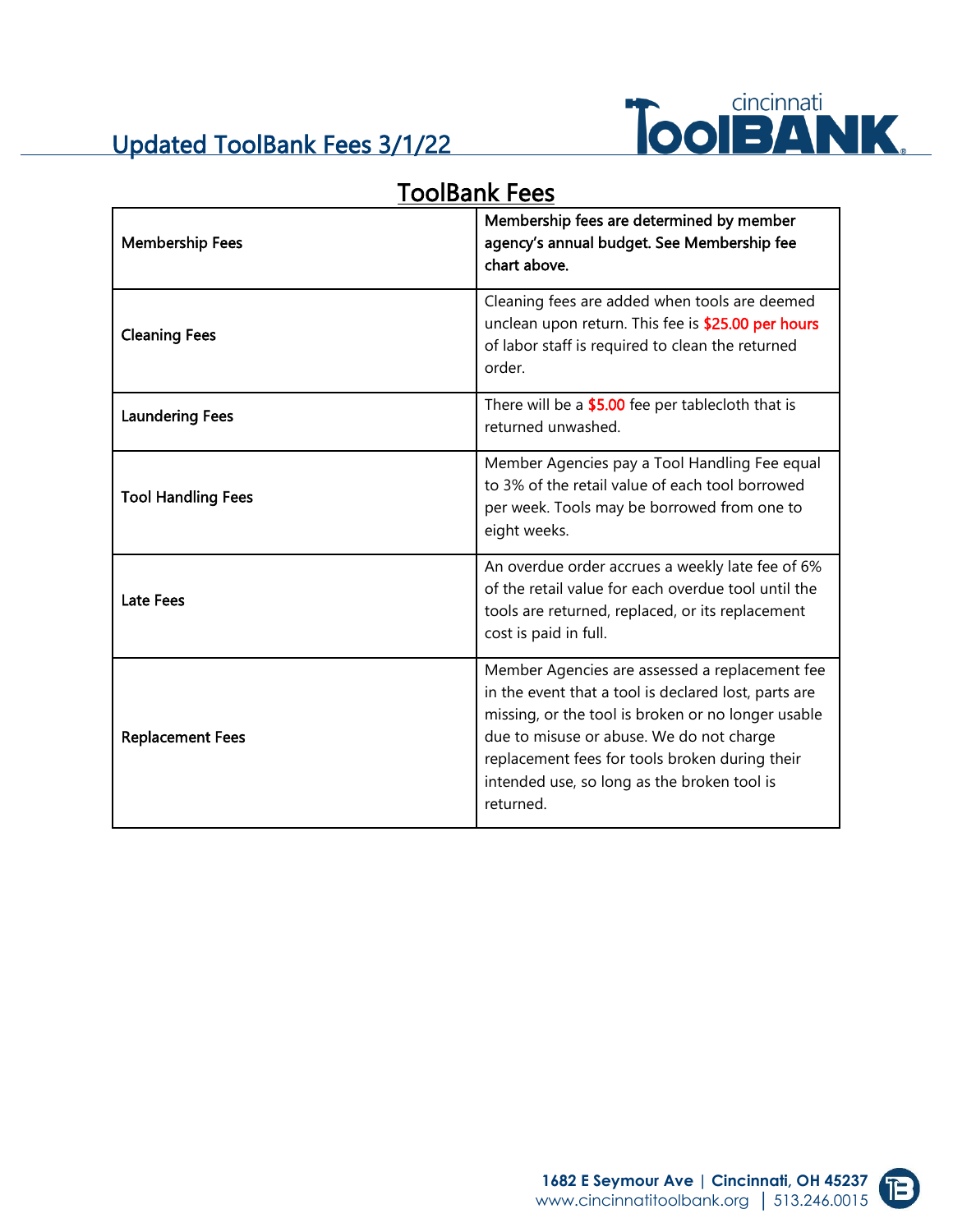# Updated ToolBank Fees 3/1/22

## ToolBank Fees

| | |
|---|---|
| **Membership Fees** | **Membership fees are determined by member agency's annual budget. See Membership fee chart above.** |
| **Cleaning Fees** | Cleaning fees are added when tools are deemed unclean upon return. This fee is $25.00 per hours of labor staff is required to clean the returned order. |
| **Laundering Fees** | There will be a $5.00 fee per tablecloth that is returned unwashed. |
| **Tool Handling Fees** | Member Agencies pay a Tool Handling Fee equal to 3% of the retail value of each tool borrowed per week. Tools may be borrowed from one to eight weeks. |
| **Late Fees** | An overdue order accrues a weekly late fee of 6% of the retail value for each overdue tool until the tools are returned, replaced, or its replacement cost is paid in full. |
| **Replacement Fees** | Member Agencies are assessed a replacement fee in the event that a tool is declared lost, parts are missing, or the tool is broken or no longer usable due to misuse or abuse. We do not charge replacement fees for tools broken during their intended use, so long as the broken tool is returned. |

**1682 E Seymour Ave | Cincinnati, OH 45237**
www.cincinnatitoolbank.org | 513.246.0015